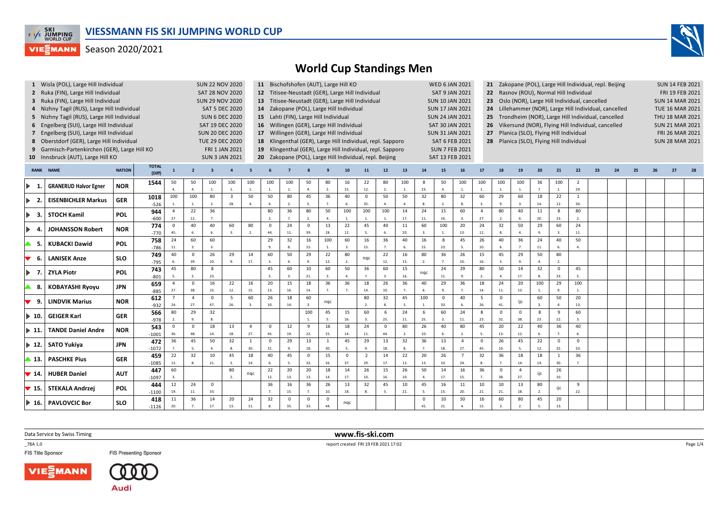# VIESSMANN FIS SKI JUMPING WORLD CUP

Season 2020/2021

## World Cup Standings Men

1 Wisla (POL), Large Hill Individual — SUN 22 NOV 2020
2 Ruka (FIN), Large Hill Individual — SAT 28 NOV 2020
3 Ruka (FIN), Large Hill Individual — SUN 29 NOV 2020
4 Nizhny Tagil (RUS), Large Hill Individual — SAT 5 DEC 2020
5 Nizhny Tagil (RUS), Large Hill Individual — SUN 6 DEC 2020
6 Engelberg (SUI), Large Hill Individual — SAT 19 DEC 2020
7 Engelberg (SUI), Large Hill Individual — SUN 20 DEC 2020
8 Oberstdorf (GER), Large Hill Individual — TUE 29 DEC 2020
9 Garmisch-Partenkirchen (GER), Large Hill KO — FRI 1 JAN 2021
10 Innsbruck (AUT), Large Hill KO — SUN 3 JAN 2021
11 Bischofshofen (AUT), Large Hill KO — WED 6 JAN 2021
12 Titisee-Neustadt (GER), Large Hill Individual — SAT 9 JAN 2021
13 Titisee-Neustadt (GER), Large Hill Individual — SUN 10 JAN 2021
14 Zakopane (POL), Large Hill Individual — SUN 17 JAN 2021
15 Lahti (FIN), Large Hill Individual — SUN 24 JAN 2021
16 Willingen (GER), Large Hill Individual — SAT 30 JAN 2021
17 Willingen (GER), Large Hill Individual — SUN 31 JAN 2021
18 Klingenthal (GER), Large Hill Individual, repl. Sapporo — SAT 6 FEB 2021
19 Klingenthal (GER), Large Hill Individual, repl. Sapporo — SUN 7 FEB 2021
20 Zakopane (POL), Large Hill Individual, repl. Beijing — SAT 13 FEB 2021
21 Zakopane (POL), Large Hill Individual, repl. Beijing — SUN 14 FEB 2021
22 Rasnov (ROU), Normal Hill Individual — FRI 19 FEB 2021
23 Oslo (NOR), Large Hill Individual, cancelled — SUN 14 MAR 2021
24 Lillehammer (NOR), Large Hill Individual, cancelled — TUE 16 MAR 2021
25 Trondheim (NOR), Large Hill Individual, cancelled — THU 18 MAR 2021
26 Vikersund (NOR), Flying Hill Individual, cancelled — SUN 21 MAR 2021
27 Planica (SLO), Flying Hill Individual — FRI 26 MAR 2021
28 Planica (SLO), Flying Hill Individual — SUN 28 MAR 2021

| RANK | NAME | NATION | TOTAL (Diff) | 1 | 2 | 3 | 4 | 5 | 6 | 7 | 8 | 9 | 10 | 11 | 12 | 13 | 14 | 15 | 16 | 17 | 18 | 19 | 20 | 21 | 22 | 23 | 24 | 25 | 26 | 27 | 28 |
|---|---|---|---|---|---|---|---|---|---|---|---|---|---|---|---|---|---|---|---|---|---|---|---|---|---|---|---|---|---|---|---|
| 1. | GRANERUD Halvor Egner | NOR | 1544 | 50 4. | 50 4. | 100 1. | 100 1. | 100 1. | 100 1. | 100 1. | 50 4. | 80 2. | 16 15. | 22 12. | 80 2. | 100 1. | 8 23. | 50 4. | 100 1. | 100 1. | 100 1. | 100 1. | 36 7. | 100 1. | 2 29. | | | | | | |
| 2. | EISENBICHLER Markus | GER | 1018 -526 | 100 1. | 100 1. | 80 2. | 3 28. | 50 4. | 50 4. | 80 2. | 45 5. | 36 7. | 40 6. | 0 35. | 50 4. | 50 4. | 32 8. | 80 2. | 32 8. | 60 3. | 29 9. | 60 3. | 18 14. | 22 12. | 1 30. | | | | | | |
| 3. | STOCH Kamil | POL | 944 -600 | 4 27. | 22 12. | 36 7. | | | 80 2. | 36 7. | 80 2. | 50 4. | 100 1. | 100 1. | 100 1. | 14 17. | 24 11. | 15 16. | 60 3. | 4 27. | 80 2. | 40 6. | 11 20. | 8 23. | 80 2. | | | | | | |
| 4. | JOHANSSON Robert | NOR | 774 -770 | 0 45. | 40 6. | 40 6. | 60 3. | 80 2. | 0 44. | 24 11. | 0 39. | 13 18. | 22 12. | 45 5. | 40 6. | 11 20. | 60 3. | 100 1. | 20 13. | 24 11. | 32 8. | 50 4. | 29 9. | 60 3. | 24 11. | | | | | | |
| 5. | KUBACKI Dawid | POL | 758 -786 | 24 11. | 60 3. | 60 3. | | | 29 9. | 32 8. | 16 15. | 100 1. | 60 3. | 16 15. | 36 7. | 40 6. | 16 15. | 8 23. | 45 5. | 26 10. | 40 6. | 36 7. | 24 11. | 40 6. | 50 4. | | | | | | |
| 6. | LANISEK Anze | SLO | 749 -795 | 40 6. | 0 39. | 26 10. | 29 9. | 14 17. | 60 3. | 50 4. | 29 9. | 22 12. | 80 2. | nqc | 22 12. | 16 15. | 80 2. | 36 7. | 26 10. | 15 16. | 45 5. | 29 9. | 50 4. | 80 2. | | | | | | | |
| 7. | ZYLA Piotr | POL | 743 -801 | 45 5. | 80 2. | 8 23. | | | 45 5. | 60 3. | 10 21. | 60 3. | 50 4. | 36 7. | 60 3. | 15 16. | nqc | 24 11. | 29 9. | 80 2. | 50 4. | 14 17. | 32 8. | 0 33. | 45 5. | | | | | | |
| 8. | KOBAYASHI Ryoyu | JPN | 659 -885 | 4 27. | 0 38. | 16 15. | 22 12. | 16 15. | 20 13. | 15 16. | 18 14. | 36 7. | 36 7. | 18 14. | 26 10. | 36 7. | 40 6. | 29 9. | 36 7. | 18 14. | 24 11. | 20 13. | 100 1. | 29 9. | 100 1. | | | | | | |
| 9. | LINDVIK Marius | NOR | 612 -932 | 7 24. | 4 27. | 0 47. | 5 26. | 60 3. | 26 10. | 18 14. | 60 3. | nqc | | 80 2. | 32 8. | 45 5. | 100 1. | 0 33. | 40 6. | 5 26. | 0 41. | ijc | 60 3. | 50 4. | 20 13. | | | | | | |
| 10. | GEIGER Karl | GER | 566 -978 | 80 2. | 29 9. | 32 8. | | | | | 100 1. | 45 5. | 15 16. | 60 3. | 6 25. | 24 11. | 6 25. | 60 3. | 24 11. | 8 23. | 0 32. | 0 38. | 8 23. | 9 22. | 60 3. | | | | | | |
| 11. | TANDE Daniel Andre | NOR | 543 -1001 | 0 36. | 0 48. | 18 14. | 13 18. | 4 27. | 0 45. | 12 19. | 9 22. | 16 15. | 18 14. | 24 11. | 0 44. | 80 2. | 26 10. | 40 6. | 80 2. | 45 5. | 20 13. | 22 12. | 40 6. | 36 7. | 40 6. | | | | | | |
| 12. | SATO Yukiya | JPN | 472 -1072 | 36 7. | 45 5. | 50 4. | 32 8. | 1 30. | 0 31. | 29 9. | 13 18. | 1 30. | 45 5. | 29 9. | 13 18. | 32 8. | 36 7. | 13 18. | 4 27. | 0 45. | 26 10. | 45 5. | 22 12. | 0 32. | 0 33. | | | | | | |
| 13. | PASCHKE Pius | GER | 459 -1085 | 22 12. | 32 8. | 10 21. | 45 5. | 18 14. | 40 6. | 45 5. | 0 33. | 15 16. | 0 37. | 2 29. | 14 17. | 22 12. | 20 13. | 26 10. | 7 24. | 32 8. | 36 7. | 18 14. | 18 14. | 1 30. | 36 7. | | | | | | |
| 14. | HUBER Daniel | AUT | 447 -1097 | 60 3. | | | 80 2. | nqc | 22 12. | 20 13. | 20 13. | 18 14. | 14 17. | 26 10. | 15 16. | 26 10. | 50 4. | 14 17. | 16 15. | 36 7. | 0 38. | 4 27. | ijc | 26 10. | | | | | | | |
| 15. | STEKALA Andrzej | POL | 444 -1100 | 12 19. | 24 11. | 0 33. | | | 36 7. | 16 15. | 36 7. | 26 10. | 13 18. | 32 8. | 45 5. | 10 21. | 45 5. | 16 15. | 11 20. | 10 21. | 10 21. | 13 18. | 80 2. | ijc | 9 22. | | | | | | |
| 16. | PAVLOVCIC Bor | SLO | 418 -1126 | 11 20. | 36 7. | 14 17. | 20 13. | 24 11. | 32 8. | 0 35. | 0 33. | 0 44. | nqc | | | | 0 41. | 10 21. | 50 4. | 16 15. | 60 3. | 80 2. | 45 5. | 20 13. | | | | | | | |

Data Service by Swiss Timing

www.fis-ski.com

_78A 1.0

report created FRI 19 FEB 2021 17:02

FIS Title Sponsor

FIS Presenting Sponsor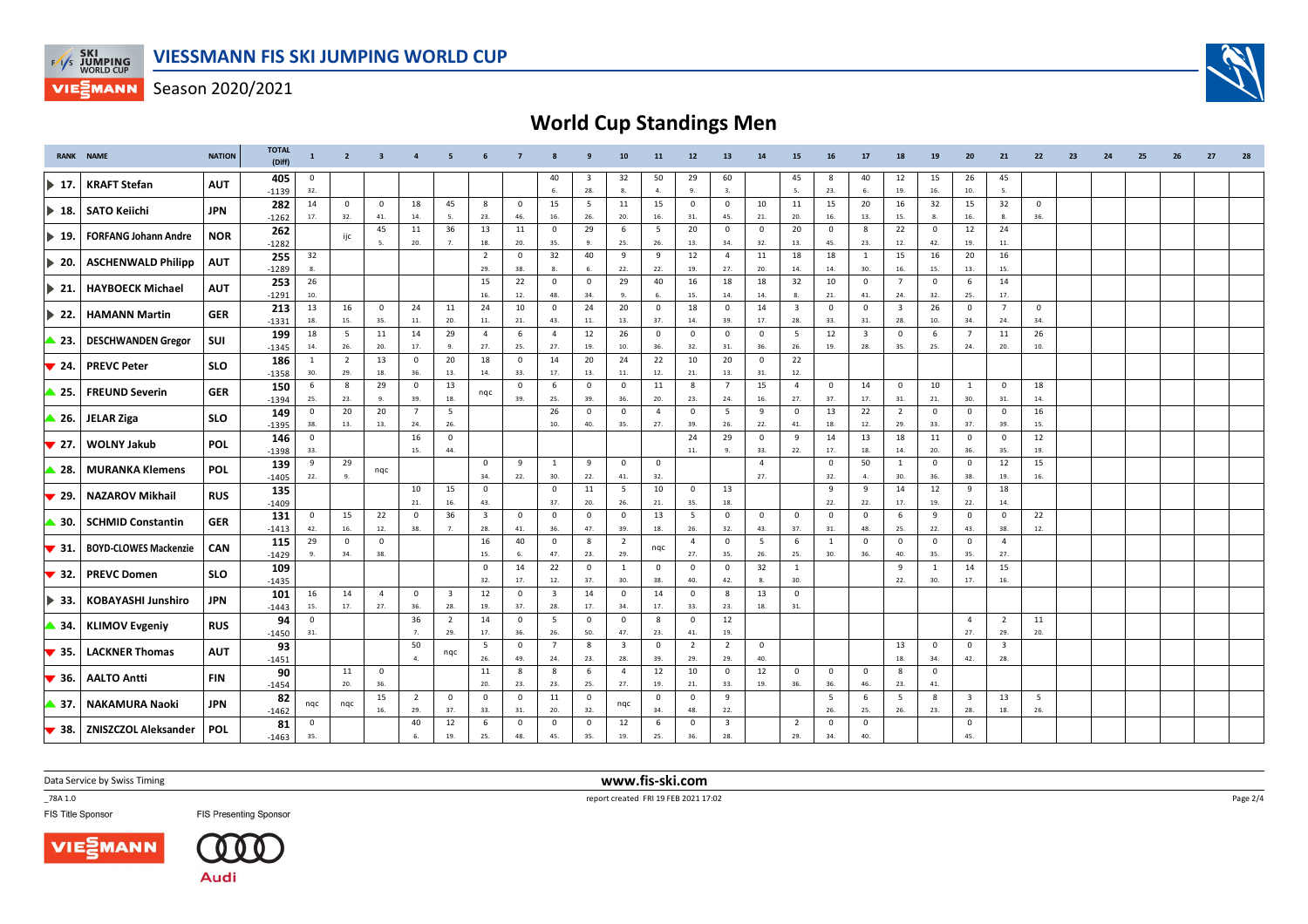# VIESSMANN FIS SKI JUMPING WORLD CUP

Season 2020/2021

## World Cup Standings Men

| RANK | NAME | NATION | TOTAL (Diff) | 1 | 2 | 3 | 4 | 5 | 6 | 7 | 8 | 9 | 10 | 11 | 12 | 13 | 14 | 15 | 16 | 17 | 18 | 19 | 20 | 21 | 22 | 23 | 24 | 25 | 26 | 27 | 28 |
|---|---|---|---|---|---|---|---|---|---|---|---|---|---|---|---|---|---|---|---|---|---|---|---|---|---|---|---|---|---|---|---|
| ▶ 17. | KRAFT Stefan | AUT | 405 | 0 | | | | | | | 40 | 3 | 32 | 50 | 29 | 60 | | 45 | 8 | 40 | 12 | 15 | 26 | 45 | | | | | | | |
| | | | -1139 | 32. | | | | | | | 6. | 28. | 8. | 4. | 9. | 3. | | 5. | 23. | 6. | 19. | 16. | 10. | 5. | | | | | | | |
| ▶ 18. | SATO Keiichi | JPN | 282 | 14 | 0 | 0 | 18 | 45 | 8 | 0 | 15 | 5 | 11 | 15 | 0 | 0 | 10 | 11 | 15 | 20 | 16 | 32 | 15 | 32 | 0 | | | | | | |
| | | | -1262 | 17. | 32. | 41. | 14. | 5. | 23. | 46. | 16. | 26. | 20. | 16. | 31. | 45. | 21. | 20. | 16. | 13. | 15. | 8. | 16. | 8. | 36. | | | | | | |
| ▶ 19. | FORFANG Johann Andre | NOR | 262 | | ijc | 45 | 11 | 36 | 13 | 11 | 0 | 29 | 6 | 5 | 20 | 0 | 0 | 20 | 0 | 8 | 22 | 0 | 12 | 24 | | | | | | | |
| | | | -1282 | | | 5. | 20. | 7. | 18. | 20. | 35. | 9. | 25. | 26. | 13. | 34. | 32. | 13. | 45. | 23. | 12. | 42. | 19. | 11. | | | | | | | |
| ▶ 20. | ASCHENWALD Philipp | AUT | 255 | 32 | | | | | 2 | 0 | 32 | 40 | 9 | 9 | 12 | 4 | 11 | 18 | 18 | 1 | 15 | 16 | 20 | 16 | | | | | | | |
| | | | -1289 | 8. | | | | | 29. | 38. | 8. | 6. | 22. | 22. | 19. | 27. | 20. | 14. | 14. | 30. | 16. | 15. | 13. | 15. | | | | | | | |
| ▶ 21. | HAYBOECK Michael | AUT | 253 | 26 | | | | | 15 | 22 | 0 | 0 | 29 | 40 | 16 | 18 | 18 | 32 | 10 | 0 | 7 | 0 | 6 | 14 | | | | | | | |
| | | | -1291 | 10. | | | | | 16. | 12. | 48. | 34. | 9. | 6. | 15. | 14. | 14. | 8. | 21. | 41. | 24. | 32. | 25. | 17. | | | | | | | |
| ▶ 22. | HAMANN Martin | GER | 213 | 13 | 16 | 0 | 24 | 11 | 24 | 10 | 0 | 24 | 20 | 0 | 18 | 0 | 14 | 3 | 0 | 0 | 3 | 26 | 0 | 7 | 0 | | | | | | |
| | | | -1331 | 18. | 15. | 35. | 11. | 20. | 11. | 21. | 43. | 11. | 13. | 37. | 14. | 39. | 17. | 28. | 33. | 31. | 28. | 10. | 34. | 24. | 34. | | | | | | |
| ▲ 23. | DESCHWANDEN Gregor | SUI | 199 | 18 | 5 | 11 | 14 | 29 | 4 | 6 | 4 | 12 | 26 | 0 | 0 | 0 | 0 | 5 | 12 | 3 | 0 | 6 | 7 | 11 | 26 | | | | | | |
| | | | -1345 | 14. | 26. | 20. | 17. | 9. | 27. | 25. | 27. | 19. | 10. | 36. | 32. | 31. | 36. | 26. | 19. | 28. | 35. | 25. | 24. | 20. | 10. | | | | | | |
| ▼ 24. | PREVC Peter | SLO | 186 | 1 | 2 | 13 | 0 | 20 | 18 | 0 | 14 | 20 | 24 | 22 | 10 | 20 | 0 | 22 | | | | | | | | | | | | | |
| | | | -1358 | 30. | 29. | 18. | 36. | 13. | 14. | 33. | 17. | 13. | 11. | 12. | 21. | 13. | 31. | 12. | | | | | | | | | | | | | |
| ▲ 25. | FREUND Severin | GER | 150 | 6 | 8 | 29 | 0 | 13 | nqc | 0 | 6 | 0 | 0 | 11 | 8 | 7 | 15 | 4 | 0 | 14 | 0 | 10 | 1 | 0 | 18 | | | | | | |
| | | | -1394 | 25. | 23. | 9. | 39. | 18. | | 39. | 25. | 39. | 36. | 20. | 23. | 24. | 16. | 27. | 37. | 17. | 31. | 21. | 30. | 31. | 14. | | | | | | |
| ▲ 26. | JELAR Ziga | SLO | 149 | 0 | 20 | 20 | 7 | 5 | | | 26 | 0 | 0 | 4 | 0 | 5 | 9 | 0 | 13 | 22 | 2 | 0 | 0 | 0 | 16 | | | | | | |
| | | | -1395 | 38. | 13. | 13. | 24. | 26. | | | 10. | 40. | 35. | 27. | 39. | 26. | 22. | 41. | 18. | 12. | 29. | 33. | 34. | 33. | 15. | | | | | | |
| ▼ 27. | WOLNY Jakub | POL | 146 | 0 | | | 16 | 0 | | | | | | | 24 | 29 | 0 | 9 | 14 | 13 | 18 | 11 | 0 | 0 | 12 | | | | | | |
| | | | -1398 | 33. | | | 15. | 44. | | | | | | | 11. | 9. | 33. | 22. | 17. | 18. | 14. | 20. | 36. | 35. | 19. | | | | | | |
| ▲ 28. | MURANKA Klemens | POL | 139 | 9 | 29 | nqc | | | 0 | 9 | 1 | 9 | 0 | 0 | | | 4 | | 0 | 50 | 1 | 0 | 0 | 12 | 15 | | | | | | |
| | | | -1405 | 22. | 9. | | | | 34. | 22. | 30. | 22. | 41. | 32. | | | 27. | | 32. | 4. | 30. | 36. | 38. | 19. | 16. | | | | | | |
| ▼ 29. | NAZAROV Mikhail | RUS | 135 | | | | 10 | 15 | 0 | | 0 | 11 | 5 | 10 | 0 | 13 | | | 9 | 9 | 14 | 12 | 9 | 18 | | | | | | | |
| | | | -1409 | | | | 21. | 16. | 43. | | 37. | 20. | 26. | 21. | 35. | 18. | | | 22. | 22. | 17. | 19. | 22. | 14. | | | | | | | |
| ▲ 30. | SCHMID Constantin | GER | 131 | 0 | 15 | 22 | 0 | 36 | 3 | 0 | 0 | 0 | 0 | 13 | 5 | 0 | 0 | 0 | 0 | 0 | 6 | 9 | 0 | 0 | 22 | | | | | | |
| | | | -1413 | 42. | 16. | 12. | 38. | 7. | 28. | 41. | 36. | 47. | 39. | 18. | 26. | 32. | 43. | 37. | 31. | 48. | 25. | 22. | 43. | 38. | 12. | | | | | | |
| ▼ 31. | BOYD-CLOWES Mackenzie | CAN | 115 | 29 | 0 | 0 | | | 16 | 40 | 0 | 8 | 2 | nqc | 4 | 0 | 5 | 6 | 1 | 0 | 0 | 0 | 0 | 4 | | | | | | | |
| | | | -1429 | 9. | 34. | 38. | | | 15. | 6. | 47. | 23. | 29. | | 27. | 35. | 26. | 25. | 30. | 36. | 40. | 35. | 35. | 27. | | | | | | | |
| ▼ 32. | PREVC Domen | SLO | 109 | | | | | | 0 | 14 | 22 | 0 | 1 | 0 | 0 | 0 | 32 | 1 | | | 9 | 1 | 14 | 15 | | | | | | | |
| | | | -1435 | | | | | | 32. | 17. | 12. | 37. | 30. | 38. | 40. | 42. | 8. | 30. | | | 22. | 30. | 17. | 16. | | | | | | | |
| ▶ 33. | KOBAYASHI Junshiro | JPN | 101 | 16 | 14 | 4 | 0 | 3 | 12 | 0 | 3 | 14 | 0 | 14 | 0 | 8 | 13 | 0 | | | | | | | | | | | | | |
| | | | -1443 | 15. | 17. | 27. | 36. | 28. | 19. | 37. | 28. | 17. | 34. | 17. | 33. | 23. | 18. | 31. | | | | | | | | | | | | | |
| ▲ 34. | KLIMOV Evgeniy | RUS | 94 | 0 | | | 36 | 2 | 14 | 0 | 5 | 0 | 0 | 8 | 0 | 12 | | | | | | | 4 | 2 | 11 | | | | | | |
| | | | -1450 | 31. | | | 7. | 29. | 17. | 36. | 26. | 50. | 47. | 23. | 41. | 19. | | | | | | | 27. | 29. | 20. | | | | | | |
| ▼ 35. | LACKNER Thomas | AUT | 93 | | | | 50 | nqc | 5 | 0 | 7 | 8 | 3 | 0 | 2 | 2 | 0 | | | | 13 | 0 | 0 | 3 | | | | | | | |
| | | | -1451 | | | | 4. | | 26. | 49. | 24. | 23. | 28. | 39. | 29. | 29. | 40. | | | | 18. | 34. | 42. | 28. | | | | | | | |
| ▼ 36. | AALTO Antti | FIN | 90 | | 11 | 0 | | | 11 | 8 | 8 | 6 | 4 | 12 | 10 | 0 | 12 | 0 | 0 | 0 | 8 | 0 | | | | | | | | | |
| | | | -1454 | | 20. | 36. | | | 20. | 23. | 23. | 25. | 27. | 19. | 21. | 33. | 19. | 36. | 36. | 46. | 23. | 41. | | | | | | | | | |
| ▲ 37. | NAKAMURA Naoki | JPN | 82 | nqc | nqc | 15 | 2 | 0 | 0 | 0 | 11 | 0 | nqc | 0 | 0 | 9 | | | 5 | 6 | 5 | 8 | 3 | 13 | 5 | | | | | | |
| | | | -1462 | | | 16. | 29. | 37. | 33. | 31. | 20. | 32. | | 34. | 48. | 22. | | | 26. | 25. | 26. | 23. | 28. | 18. | 26. | | | | | | |
| ▼ 38. | ZNISZCZOL Aleksander | POL | 81 | 0 | | | 40 | 12 | 6 | 0 | 0 | 0 | 12 | 6 | 0 | 3 | | 2 | 0 | 0 | | | 0 | | | | | | | | |
| | | | -1463 | 35. | | | 6. | 19. | 25. | 48. | 45. | 35. | 19. | 25. | 36. | 28. | | 29. | 34. | 40. | | | 45. | | | | | | | | |

Data Service by Swiss Timing

www.fis-ski.com

FIS Title Sponsor FIS Presenting Sponsor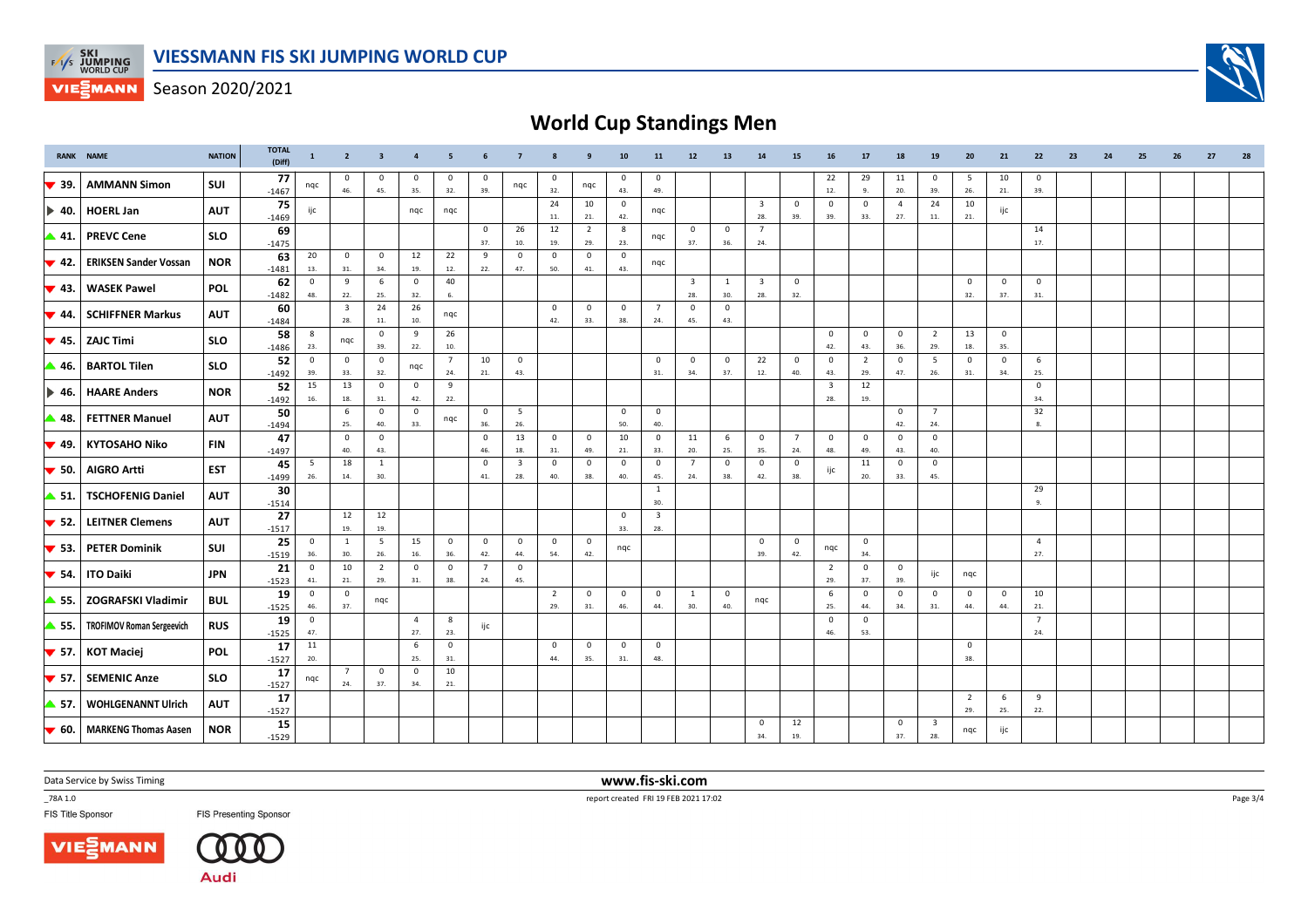# VIESSMANN FIS SKI JUMPING WORLD CUP

Season 2020/2021

## World Cup Standings Men

| RANK | NAME | NATION | TOTAL (Diff) | 1 | 2 | 3 | 4 | 5 | 6 | 7 | 8 | 9 | 10 | 11 | 12 | 13 | 14 | 15 | 16 | 17 | 18 | 19 | 20 | 21 | 22 | 23 | 24 | 25 | 26 | 27 | 28 |
|---|---|---|---|---|---|---|---|---|---|---|---|---|---|---|---|---|---|---|---|---|---|---|---|---|---|---|---|---|---|---|---|
| ▼ 39. | AMMANN Simon | SUI | 77 -1467 | nqc | 0 46. | 0 45. | 0 35. | 0 32. | 0 39. | nqc | 0 32. | nqc | 0 43. | 0 49. | | | | | 22 12. | 29 9. | 11 20. | 0 39. | 5 26. | 10 21. | 0 39. | | | | | | |
| ► 40. | HOERL Jan | AUT | 75 -1469 | ijc | | | nqc | nqc | | | 24 11. | 10 21. | 0 42. | nqc | | | 3 28. | 0 39. | 0 39. | 0 33. | 4 27. | 24 11. | 10 21. | ijc | | | | | | | |
| ▲ 41. | PREVC Cene | SLO | 69 -1475 | | | | | | 0 37. | 26 10. | 12 19. | 2 29. | 8 23. | nqc | 0 37. | 0 36. | 7 24. | | | | | | | | 14 17. | | | | | | |
| ▼ 42. | ERIKSEN Sander Vossan | NOR | 63 -1481 | 20 13. | 0 31. | 0 34. | 12 19. | 22 12. | 9 22. | 0 47. | 0 50. | 0 41. | 0 43. | nqc | | | | | | | | | | | | | | | | | |
| ▼ 43. | WASEK Pawel | POL | 62 -1482 | 0 48. | 9 22. | 6 25. | 0 32. | 40 6. | | | | | | | 3 28. | 1 30. | 3 28. | 0 32. | | | | | 0 32. | 0 37. | 0 31. | | | | | | |
| ▼ 44. | SCHIFFNER Markus | AUT | 60 -1484 | | 3 28. | 24 11. | 26 10. | nqc | | | 0 42. | 0 33. | 0 38. | 7 24. | 0 45. | 0 43. | | | | | | | | | | | | | | | |
| ▼ 45. | ZAJC Timi | SLO | 58 -1486 | 8 23. | nqc | 0 39. | 9 22. | 26 10. | | | | | | | | | | | 0 42. | 0 43. | 0 36. | 2 29. | 13 18. | 0 35. | | | | | | | |
| ▲ 46. | BARTOL Tilen | SLO | 52 -1492 | 0 39. | 0 33. | 0 32. | nqc | 7 24. | 10 21. | 0 43. | | | | 0 31. | 0 34. | 0 37. | 22 12. | 0 40. | 0 43. | 2 29. | 0 47. | 5 26. | 0 31. | 0 34. | 6 25. | | | | | | |
| ► 46. | HAARE Anders | NOR | 52 -1492 | 15 16. | 13 18. | 0 31. | 0 42. | 9 22. | | | | | | | | | | | 3 28. | 12 19. | | | | | 0 34. | | | | | | |
| ▲ 48. | FETTNER Manuel | AUT | 50 -1494 | | 6 25. | 0 40. | 0 33. | nqc | 0 36. | 5 26. | | | 0 50. | 0 40. | | | | | | | 0 42. | 7 24. | | | 32 8. | | | | | | |
| ▼ 49. | KYTOSAHO Niko | FIN | 47 -1497 | | 0 40. | 0 43. | | | 0 46. | 13 18. | 0 31. | 0 49. | 10 21. | 0 33. | 11 20. | 6 25. | 0 35. | 7 24. | 0 48. | 0 49. | 0 43. | 0 40. | | | | | | | | | |
| ▼ 50. | AIGRO Artti | EST | 45 -1499 | 5 26. | 18 14. | 1 30. | | | 0 41. | 3 28. | 0 40. | 0 38. | 0 40. | 0 45. | 7 24. | 0 38. | 0 42. | 0 38. | ijc | 11 20. | 0 33. | 0 45. | | | | | | | | | |
| ▲ 51. | TSCHOFENIG Daniel | AUT | 30 -1514 | | | | | | | | | | | 1 30. | | | | | | | | | | | 29 9. | | | | | | |
| ▼ 52. | LEITNER Clemens | AUT | 27 -1517 | | 12 19. | 12 19. | | | | | | | 0 33. | 3 28. | | | | | | | | | | | | | | | | | |
| ▼ 53. | PETER Dominik | SUI | 25 -1519 | 0 36. | 1 30. | 5 26. | 15 16. | 0 36. | 0 42. | 0 44. | 0 54. | 0 42. | nqc | | | | 0 39. | 0 42. | nqc | 0 34. | | | | | 4 27. | | | | | | |
| ▼ 54. | ITO Daiki | JPN | 21 -1523 | 0 41. | 10 21. | 2 29. | 0 31. | 0 38. | 7 24. | 0 45. | | | | | | | | | 2 29. | 0 37. | 0 39. | ijc | nqc | | | | | | | | |
| ▲ 55. | ZOGRAFSKI Vladimir | BUL | 19 -1525 | 0 46. | 0 37. | nqc | | | | | 2 29. | 0 31. | 0 46. | 0 44. | 1 30. | 0 40. | nqc | | 6 25. | 0 44. | 0 34. | 0 31. | 0 44. | 0 44. | 10 21. | | | | | | |
| ▲ 55. | TROFIMOV Roman Sergeevich | RUS | 19 -1525 | 0 47. | | | 4 27. | 8 23. | ijc | | | | | | | | | | 0 46. | 0 53. | | | | | 7 24. | | | | | | |
| ▼ 57. | KOT Maciej | POL | 17 -1527 | 11 20. | | | 6 25. | 0 31. | | | 0 44. | 0 35. | 0 31. | 0 48. | | | | | | | | | 0 38. | | | | | | | | |
| ▼ 57. | SEMENIC Anze | SLO | 17 -1527 | nqc | 7 24. | 0 37. | 0 34. | 10 21. | | | | | | | | | | | | | | | | | | | | | | | |
| ▲ 57. | WOHLGENANNT Ulrich | AUT | 17 -1527 | | | | | | | | | | | | | | | | | | | | 2 29. | 6 25. | 9 22. | | | | | | |
| ▼ 60. | MARKENG Thomas Aasen | NOR | 15 -1529 | | | | | | | | | | | | | | 0 34. | 12 19. | | | 0 37. | 3 28. | nqc | ijc | | | | | | | |

Data Service by Swiss Timing

www.fis-ski.com

_78A 1.0

report created FRI 19 FEB 2021 17:02

FIS Title Sponsor

FIS Presenting Sponsor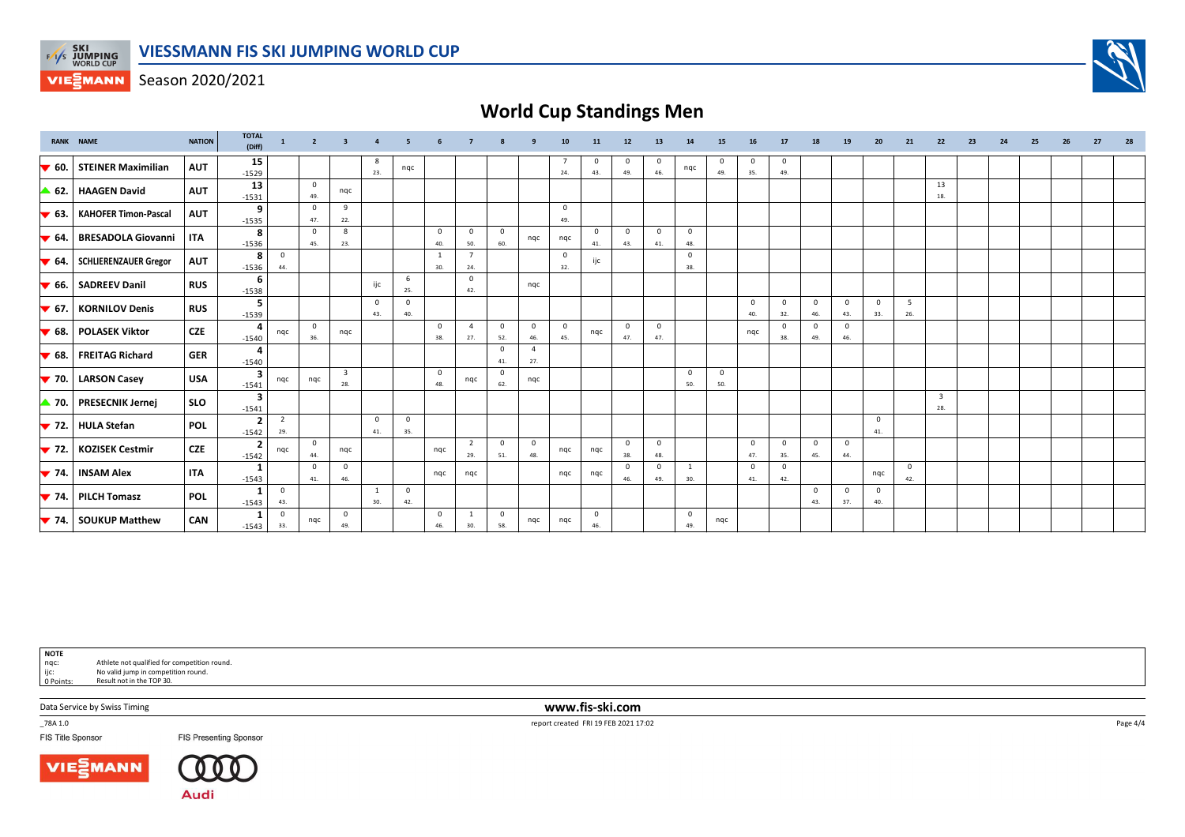# VIESSMANN FIS SKI JUMPING WORLD CUP

Season 2020/2021

## World Cup Standings Men

| RANK | NAME | NATION | TOTAL (Diff) | 1 | 2 | 3 | 4 | 5 | 6 | 7 | 8 | 9 | 10 | 11 | 12 | 13 | 14 | 15 | 16 | 17 | 18 | 19 | 20 | 21 | 22 | 23 | 24 | 25 | 26 | 27 | 28 |
|---|---|---|---|---|---|---|---|---|---|---|---|---|---|---|---|---|---|---|---|---|---|---|---|---|---|---|---|---|---|---|---|
| ▼ 60. | STEINER Maximilian | AUT | 15 -1529 | | | | 8 23. | nqc | | | | | 7 24. | 0 43. | 0 49. | 0 46. | nqc | 0 49. | 0 35. | 0 49. | | | | | | | | | | | |
| ▲ 62. | HAAGEN David | AUT | 13 -1531 | | 0 49. | nqc | | | | | | | | | | | | | | | | | | | 13 18. | | | | | | |
| ▼ 63. | KAHOFER Timon-Pascal | AUT | 9 -1535 | | 0 47. | 9 22. | | | | | | | 0 49. | | | | | | | | | | | | | | | | | | |
| ▼ 64. | BRESADOLA Giovanni | ITA | 8 -1536 | | 0 45. | 8 23. | | | 0 40. | 0 50. | 0 60. | nqc | nqc | 0 41. | 0 43. | 0 41. | 0 48. | | | | | | | | | | | | | | |
| ▼ 64. | SCHLIERENZAUER Gregor | AUT | 8 -1536 | 0 44. | | | | | 1 30. | 7 24. | | | 0 32. | ijc | | | 0 38. | | | | | | | | | | | | | | |
| ▼ 66. | SADREEV Danil | RUS | 6 -1538 | | | | ijc | 6 25. | | 0 42. | | nqc | | | | | | | | | | | | | | | | | | | |
| ▼ 67. | KORNILOV Denis | RUS | 5 -1539 | | | | 0 43. | 0 40. | | | | | | | | | | | 0 40. | 0 32. | 0 46. | 0 43. | 0 33. | 5 26. | | | | | | | |
| ▼ 68. | POLASEK Viktor | CZE | 4 -1540 | nqc | 0 36. | nqc | | | 0 38. | 4 27. | 0 52. | 0 46. | 0 45. | nqc | 0 47. | 0 47. | | | nqc | 0 38. | 0 49. | 0 46. | | | | | | | | | |
| ▼ 68. | FREITAG Richard | GER | 4 -1540 | | | | | | | | 0 41. | 4 27. | | | | | | | | | | | | | | | | | | | |
| ▼ 70. | LARSON Casey | USA | 3 -1541 | nqc | nqc | 3 28. | | | 0 48. | nqc | 0 62. | nqc | | | | | 0 50. | 0 50. | | | | | | | | | | | | | |
| ▲ 70. | PRESECNIK Jernej | SLO | 3 -1541 | | | | | | | | | | | | | | | | | | | | | | 3 28. | | | | | | |
| ▼ 72. | HULA Stefan | POL | 2 -1542 | 2 29. | | | 0 41. | 0 35. | | | | | | | | | | | | | | | 0 41. | | | | | | | | |
| ▼ 72. | KOZISEK Cestmir | CZE | 2 -1542 | nqc | 0 44. | nqc | | | nqc | 2 29. | 0 51. | 0 48. | nqc | nqc | 0 38. | 0 48. | | | 0 47. | 0 35. | 0 45. | 0 44. | | | | | | | | | |
| ▼ 74. | INSAM Alex | ITA | 1 -1543 | | 0 41. | 0 46. | | | nqc | nqc | | | nqc | nqc | 0 46. | 0 49. | 1 30. | | 0 41. | 0 42. | | | nqc | 0 42. | | | | | | | |
| ▼ 74. | PILCH Tomasz | POL | 1 -1543 | 0 43. | | | 1 30. | 0 42. | | | | | | | | | | | | | 0 43. | 0 37. | 0 40. | | | | | | | | |
| ▼ 74. | SOUKUP Matthew | CAN | 1 -1543 | 0 33. | nqc | 0 49. | | | 0 46. | 1 30. | 0 58. | nqc | nqc | 0 46. | | | 0 49. | nqc | | | | | | | | | | | | | |

**NOTE**
nqc: Athlete not qualified for competition round.
ijc: No valid jump in competition round.
0 Points: Result not in the TOP 30.

Data Service by Swiss Timing

www.fis-ski.com

_78A 1.0

report created FRI 19 FEB 2021 17:02

FIS Title Sponsor

FIS Presenting Sponsor